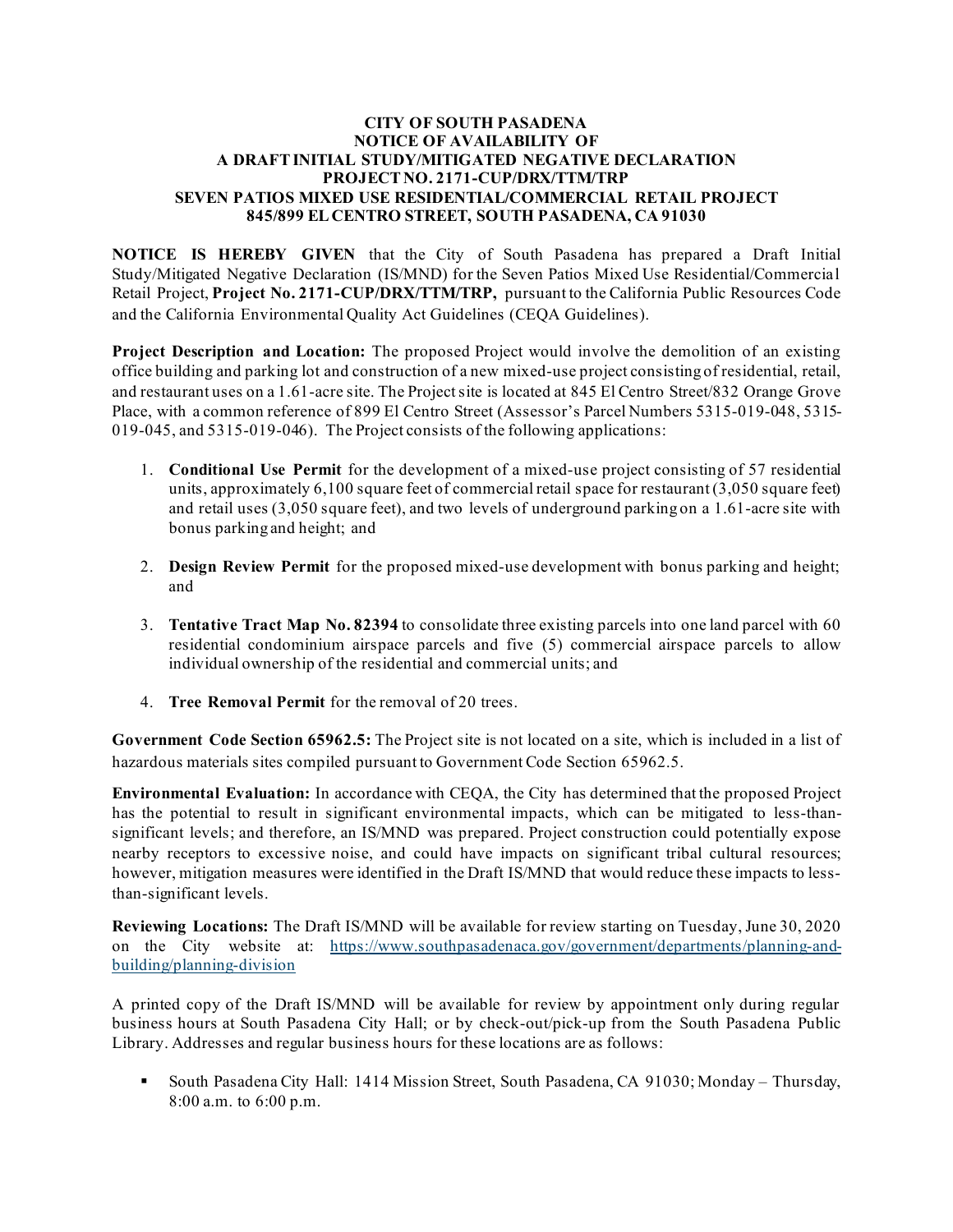**CITY OF SOUTH PASADENA**
**NOTICE OF AVAILABILITY OF**
**A DRAFT INITIAL STUDY/MITIGATED NEGATIVE DECLARATION**
**PROJECT NO. 2171-CUP/DRX/TTM/TRP**
**SEVEN PATIOS MIXED USE RESIDENTIAL/COMMERCIAL RETAIL PROJECT**
**845/899 EL CENTRO STREET, SOUTH PASADENA, CA 91030**

**NOTICE IS HEREBY GIVEN** that the City of South Pasadena has prepared a Draft Initial Study/Mitigated Negative Declaration (IS/MND) for the Seven Patios Mixed Use Residential/Commercial Retail Project, **Project No. 2171-CUP/DRX/TTM/TRP,** pursuant to the California Public Resources Code and the California Environmental Quality Act Guidelines (CEQA Guidelines).

**Project Description and Location:** The proposed Project would involve the demolition of an existing office building and parking lot and construction of a new mixed-use project consisting of residential, retail, and restaurant uses on a 1.61-acre site. The Project site is located at 845 El Centro Street/832 Orange Grove Place, with a common reference of 899 El Centro Street (Assessor's Parcel Numbers 5315-019-048, 5315-019-045, and 5315-019-046). The Project consists of the following applications:

1. **Conditional Use Permit** for the development of a mixed-use project consisting of 57 residential units, approximately 6,100 square feet of commercial retail space for restaurant (3,050 square feet) and retail uses (3,050 square feet), and two levels of underground parking on a 1.61-acre site with bonus parking and height; and

2. **Design Review Permit** for the proposed mixed-use development with bonus parking and height; and

3. **Tentative Tract Map No. 82394** to consolidate three existing parcels into one land parcel with 60 residential condominium airspace parcels and five (5) commercial airspace parcels to allow individual ownership of the residential and commercial units; and

4. **Tree Removal Permit** for the removal of 20 trees.

**Government Code Section 65962.5:** The Project site is not located on a site, which is included in a list of hazardous materials sites compiled pursuant to Government Code Section 65962.5.

**Environmental Evaluation:** In accordance with CEQA, the City has determined that the proposed Project has the potential to result in significant environmental impacts, which can be mitigated to less-than-significant levels; and therefore, an IS/MND was prepared. Project construction could potentially expose nearby receptors to excessive noise, and could have impacts on significant tribal cultural resources; however, mitigation measures were identified in the Draft IS/MND that would reduce these impacts to less-than-significant levels.

**Reviewing Locations:** The Draft IS/MND will be available for review starting on Tuesday, June 30, 2020 on the City website at: https://www.southpasadenaca.gov/government/departments/planning-and-building/planning-division

A printed copy of the Draft IS/MND will be available for review by appointment only during regular business hours at South Pasadena City Hall; or by check-out/pick-up from the South Pasadena Public Library. Addresses and regular business hours for these locations are as follows:

- South Pasadena City Hall: 1414 Mission Street, South Pasadena, CA 91030; Monday – Thursday, 8:00 a.m. to 6:00 p.m.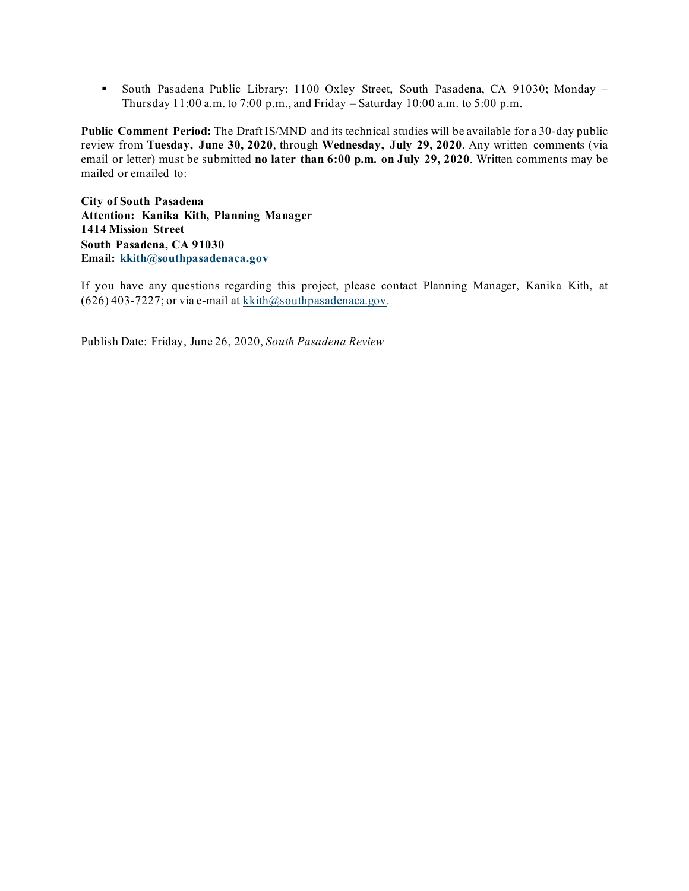- South Pasadena Public Library: 1100 Oxley Street, South Pasadena, CA 91030; Monday – Thursday 11:00 a.m. to 7:00 p.m., and Friday – Saturday 10:00 a.m. to 5:00 p.m.

**Public Comment Period:** The Draft IS/MND and its technical studies will be available for a 30-day public review from **Tuesday, June 30, 2020**, through **Wednesday, July 29, 2020**. Any written comments (via email or letter) must be submitted **no later than 6:00 p.m. on July 29, 2020**. Written comments may be mailed or emailed to:

**City of South Pasadena**
**Attention: Kanika Kith, Planning Manager**
**1414 Mission Street**
**South Pasadena, CA 91030**
**Email: kkith@southpasadenaca.gov**

If you have any questions regarding this project, please contact Planning Manager, Kanika Kith, at (626) 403-7227; or via e-mail at kkith@southpasadenaca.gov.

Publish Date: Friday, June 26, 2020, *South Pasadena Review*